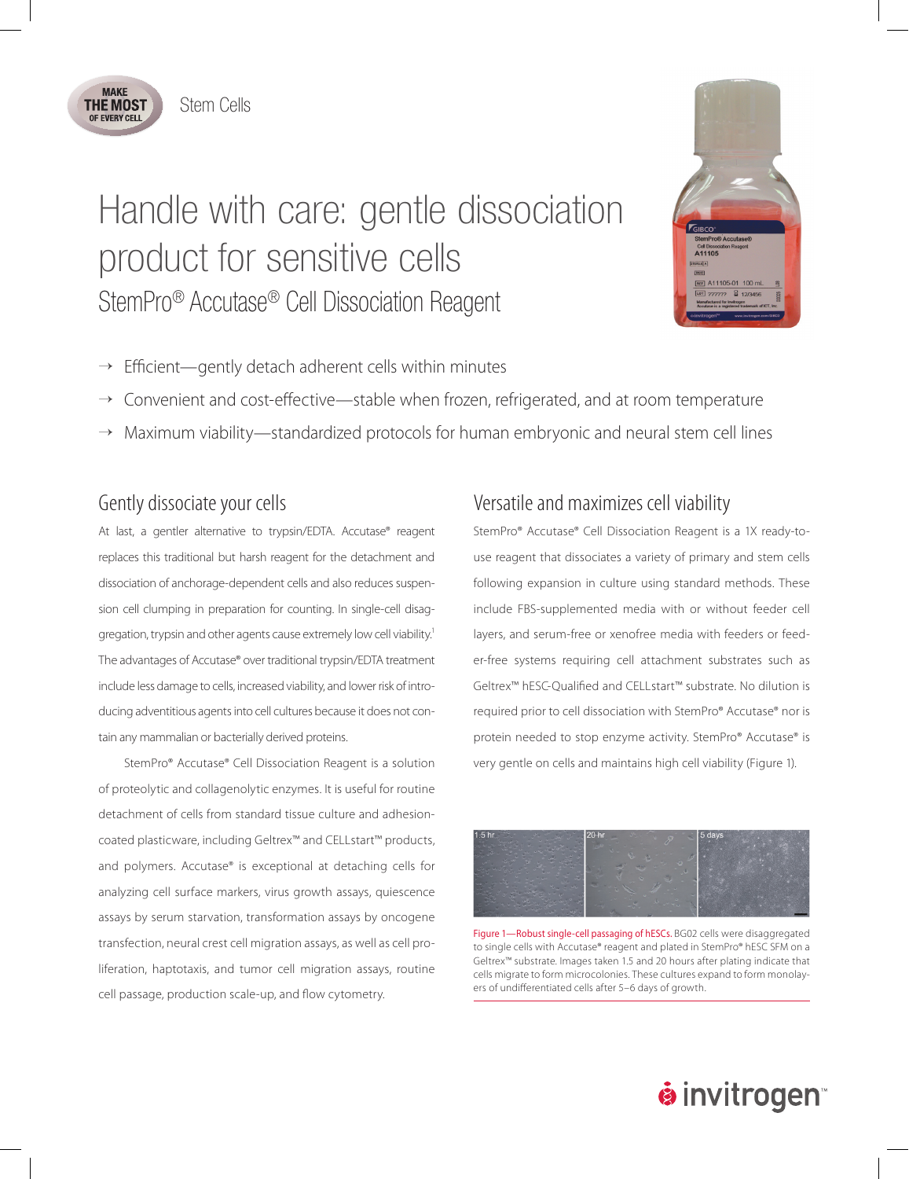Stem Cells

# Handle with care: gentle dissociation product for sensitive cells

## StemPro® Accutase® Cell Dissociation Reagent

- Efficient—gently detach adherent cells within minutes
- Convenient and cost-effective—stable when frozen, refrigerated, and at room temperature
- Maximum viability—standardized protocols for human embryonic and neural stem cell lines

## Gently dissociate your cells

At last, a gentler alternative to trypsin/EDTA. Accutase® reagent replaces this traditional but harsh reagent for the detachment and dissociation of anchorage-dependent cells and also reduces suspension cell clumping in preparation for counting. In single-cell disaggregation, trypsin and other agents cause extremely low cell viability.[1] The advantages of Accutase® over traditional trypsin/EDTA treatment include less damage to cells, increased viability, and lower risk of introducing adventitious agents into cell cultures because it does not contain any mammalian or bacterially derived proteins.

StemPro® Accutase® Cell Dissociation Reagent is a solution of proteolytic and collagenolytic enzymes. It is useful for routine detachment of cells from standard tissue culture and adhesion-coated plasticware, including Geltrex™ and CELLstart™ products, and polymers. Accutase® is exceptional at detaching cells for analyzing cell surface markers, virus growth assays, quiescence assays by serum starvation, transformation assays by oncogene transfection, neural crest cell migration assays, as well as cell proliferation, haptotaxis, and tumor cell migration assays, routine cell passage, production scale-up, and flow cytometry.

## Versatile and maximizes cell viability

StemPro® Accutase® Cell Dissociation Reagent is a 1X ready-to-use reagent that dissociates a variety of primary and stem cells following expansion in culture using standard methods. These include FBS-supplemented media with or without feeder cell layers, and serum-free or xenofree media with feeders or feeder-free systems requiring cell attachment substrates such as Geltrex™ hESC-Qualified and CELLstart™ substrate. No dilution is required prior to cell dissociation with StemPro® Accutase® nor is protein needed to stop enzyme activity. StemPro® Accutase® is very gentle on cells and maintains high cell viability (Figure 1).

Figure 1—Robust single-cell passaging of hESCs. BG02 cells were disaggregated to single cells with Accutase® reagent and plated in StemPro® hESC SFM on a Geltrex™ substrate. Images taken 1.5 and 20 hours after plating indicate that cells migrate to form microcolonies. These cultures expand to form monolayers of undifferentiated cells after 5–6 days of growth.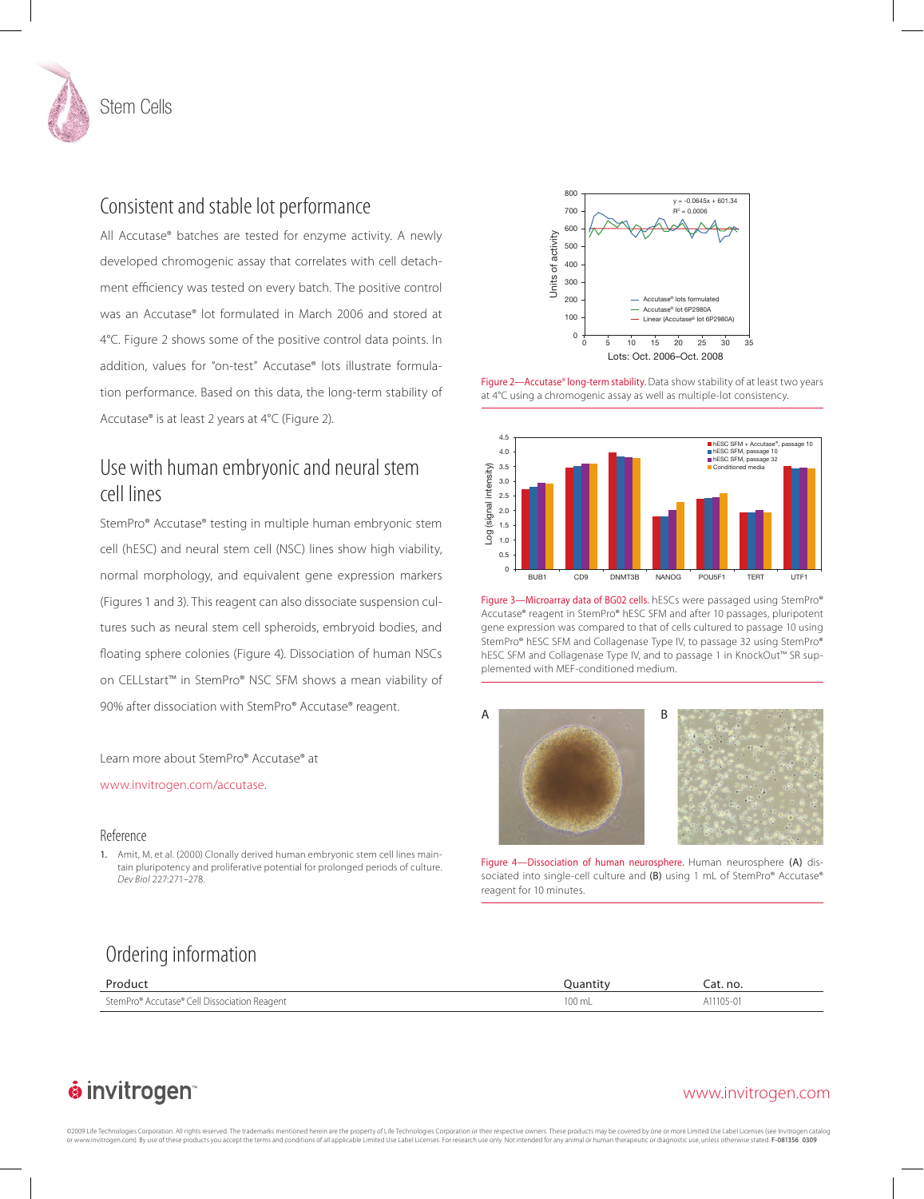Stem Cells

## Consistent and stable lot performance

All Accutase® batches are tested for enzyme activity. A newly developed chromogenic assay that correlates with cell detachment efficiency was tested on every batch. The positive control was an Accutase® lot formulated in March 2006 and stored at 4°C. Figure 2 shows some of the positive control data points. In addition, values for "on-test" Accutase® lots illustrate formulation performance. Based on this data, the long-term stability of Accutase® is at least 2 years at 4°C (Figure 2).

## Use with human embryonic and neural stem cell lines

StemPro® Accutase® testing in multiple human embryonic stem cell (hESC) and neural stem cell (NSC) lines show high viability, normal morphology, and equivalent gene expression markers (Figures 1 and 3). This reagent can also dissociate suspension cultures such as neural stem cell spheroids, embryoid bodies, and floating sphere colonies (Figure 4). Dissociation of human NSCs on CELLstart™ in StemPro® NSC SFM shows a mean viability of 90% after dissociation with StemPro® Accutase® reagent.

Learn more about StemPro® Accutase® at www.invitrogen.com/accutase.

### Reference

1. Amit, M. et al. (2000) Clonally derived human embryonic stem cell lines maintain pluripotency and proliferative potential for prolonged periods of culture. *Dev Biol* 227:271–278.

y = -0.0645x + 601.34
$R^2$ = 0.0006
Units of activity
800
700
600
500
400
300
200
100
0
0 5 10 15 20 25 30 35
Lots: Oct. 2006–Oct. 2008
— Accutase® lots formulated
— Accutase® lot 6P2980A
— Linear (Accutase® lot 6P2980A)

Figure 2—Accutase® long-term stability. Data show stability of at least two years at 4°C using a chromogenic assay as well as multiple-lot consistency.

Log (signal intensity)
4.5
4.0
3.5
3.0
2.5
2.0
1.5
1.0
0.5
0
BUB1 CD9 DNMT3B NANOG POU5F1 TERT UTF1
hESC SFM + Accutase®, passage 10
hESC SFM, passage 10
hESC SFM, passage 32
Conditioned media

Figure 3—Microarray data of BG02 cells. hESCs were passaged using StemPro® Accutase® reagent in StemPro® hESC SFM and after 10 passages, pluripotent gene expression was compared to that of cells cultured to passage 10 using StemPro® hESC SFM and Collagenase Type IV, to passage 32 using StemPro® hESC SFM and Collagenase Type IV, and to passage 1 in KnockOut™ SR supplemented with MEF-conditioned medium.

A B

Figure 4—Dissociation of human neurosphere. Human neurosphere **(A)** dissociated into single-cell culture and **(B)** using 1 mL of StemPro® Accutase® reagent for 10 minutes.

## Ordering information

| Product | Quantity | Cat. no. |
|---|---|---|
| StemPro® Accutase® Cell Dissociation Reagent | 100 mL | A11105-01 |

invitrogen™

www.invitrogen.com

©2009 Life Technologies Corporation. All rights reserved. The trademarks mentioned herein are the property of Life Technologies Corporation or their respective owners. These products may be covered by one or more Limited Use Label Licenses (see Invitrogen catalog or www.invitrogen.com). By use of these products you accept the terms and conditions of all applicable Limited Use Label Licenses. For research use only. Not intended for any animal or human therapeutic or diagnostic use, unless otherwise stated. F-081356 0309